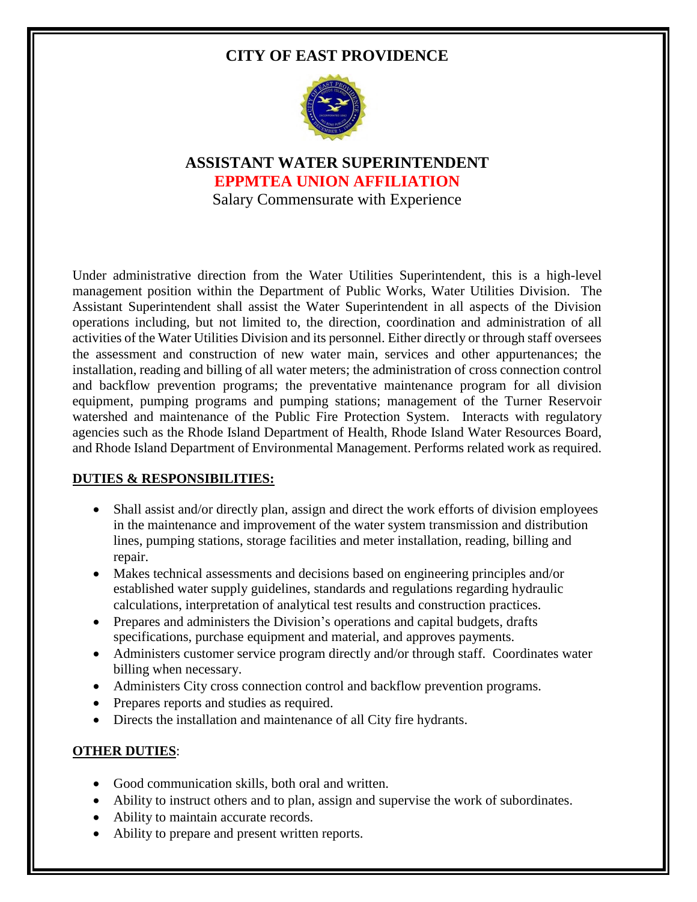# CITY OF EAST PROVIDENCE

## ASSISTANT WATER SUPERINTENDENT

**EPPMTEA UNION AFFILIATION**

Salary Commensurate with Experience

Under administrative direction from the Water Utilities Superintendent, this is a high-level management position within the Department of Public Works, Water Utilities Division. The Assistant Superintendent shall assist the Water Superintendent in all aspects of the Division operations including, but not limited to, the direction, coordination and administration of all activities of the Water Utilities Division and its personnel. Either directly or through staff oversees the assessment and construction of new water main, services and other appurtenances; the installation, reading and billing of all water meters; the administration of cross connection control and backflow prevention programs; the preventative maintenance program for all division equipment, pumping programs and pumping stations; management of the Turner Reservoir watershed and maintenance of the Public Fire Protection System. Interacts with regulatory agencies such as the Rhode Island Department of Health, Rhode Island Water Resources Board, and Rhode Island Department of Environmental Management. Performs related work as required.

### DUTIES & RESPONSIBILITIES:

- Shall assist and/or directly plan, assign and direct the work efforts of division employees in the maintenance and improvement of the water system transmission and distribution lines, pumping stations, storage facilities and meter installation, reading, billing and repair.
- Makes technical assessments and decisions based on engineering principles and/or established water supply guidelines, standards and regulations regarding hydraulic calculations, interpretation of analytical test results and construction practices.
- Prepares and administers the Division's operations and capital budgets, drafts specifications, purchase equipment and material, and approves payments.
- Administers customer service program directly and/or through staff. Coordinates water billing when necessary.
- Administers City cross connection control and backflow prevention programs.
- Prepares reports and studies as required.
- Directs the installation and maintenance of all City fire hydrants.

### OTHER DUTIES:

- Good communication skills, both oral and written.
- Ability to instruct others and to plan, assign and supervise the work of subordinates.
- Ability to maintain accurate records.
- Ability to prepare and present written reports.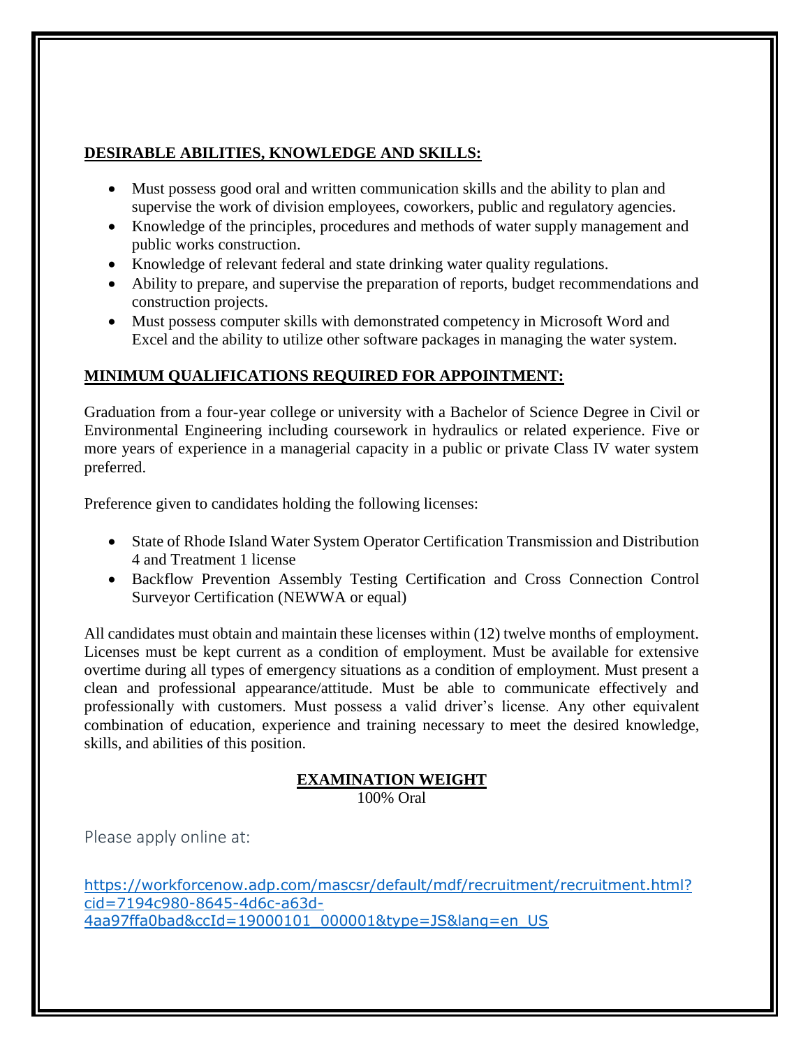## DESIRABLE ABILITIES, KNOWLEDGE AND SKILLS:

- Must possess good oral and written communication skills and the ability to plan and supervise the work of division employees, coworkers, public and regulatory agencies.
- Knowledge of the principles, procedures and methods of water supply management and public works construction.
- Knowledge of relevant federal and state drinking water quality regulations.
- Ability to prepare, and supervise the preparation of reports, budget recommendations and construction projects.
- Must possess computer skills with demonstrated competency in Microsoft Word and Excel and the ability to utilize other software packages in managing the water system.

## MINIMUM QUALIFICATIONS REQUIRED FOR APPOINTMENT:

Graduation from a four-year college or university with a Bachelor of Science Degree in Civil or Environmental Engineering including coursework in hydraulics or related experience. Five or more years of experience in a managerial capacity in a public or private Class IV water system preferred.

Preference given to candidates holding the following licenses:

- State of Rhode Island Water System Operator Certification Transmission and Distribution 4 and Treatment 1 license
- Backflow Prevention Assembly Testing Certification and Cross Connection Control Surveyor Certification (NEWWA or equal)

All candidates must obtain and maintain these licenses within (12) twelve months of employment. Licenses must be kept current as a condition of employment. Must be available for extensive overtime during all types of emergency situations as a condition of employment. Must present a clean and professional appearance/attitude. Must be able to communicate effectively and professionally with customers. Must possess a valid driver's license. Any other equivalent combination of education, experience and training necessary to meet the desired knowledge, skills, and abilities of this position.

## EXAMINATION WEIGHT

100% Oral

Please apply online at:

https://workforcenow.adp.com/mascsr/default/mdf/recruitment/recruitment.html?cid=7194c980-8645-4d6c-a63d-4aa97ffa0bad&ccId=19000101_000001&type=JS&lang=en_US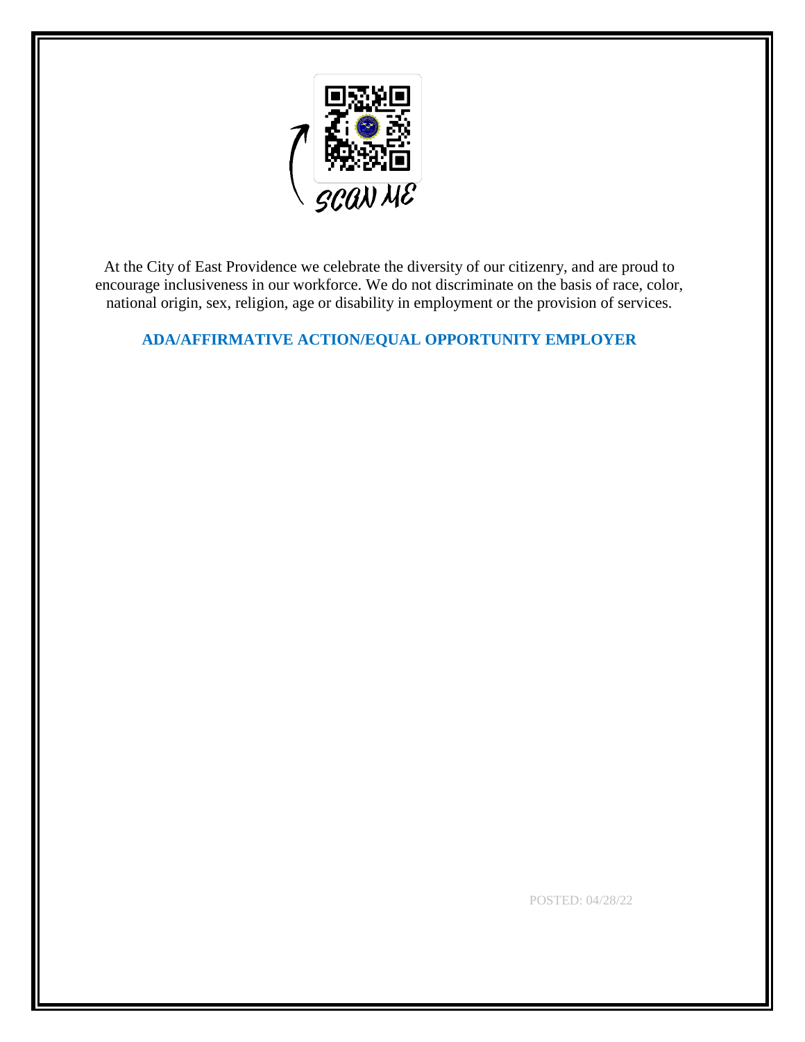SCAN ME

At the City of East Providence we celebrate the diversity of our citizenry, and are proud to encourage inclusiveness in our workforce. We do not discriminate on the basis of race, color, national origin, sex, religion, age or disability in employment or the provision of services.

**ADA/AFFIRMATIVE ACTION/EQUAL OPPORTUNITY EMPLOYER**

POSTED: 04/28/22